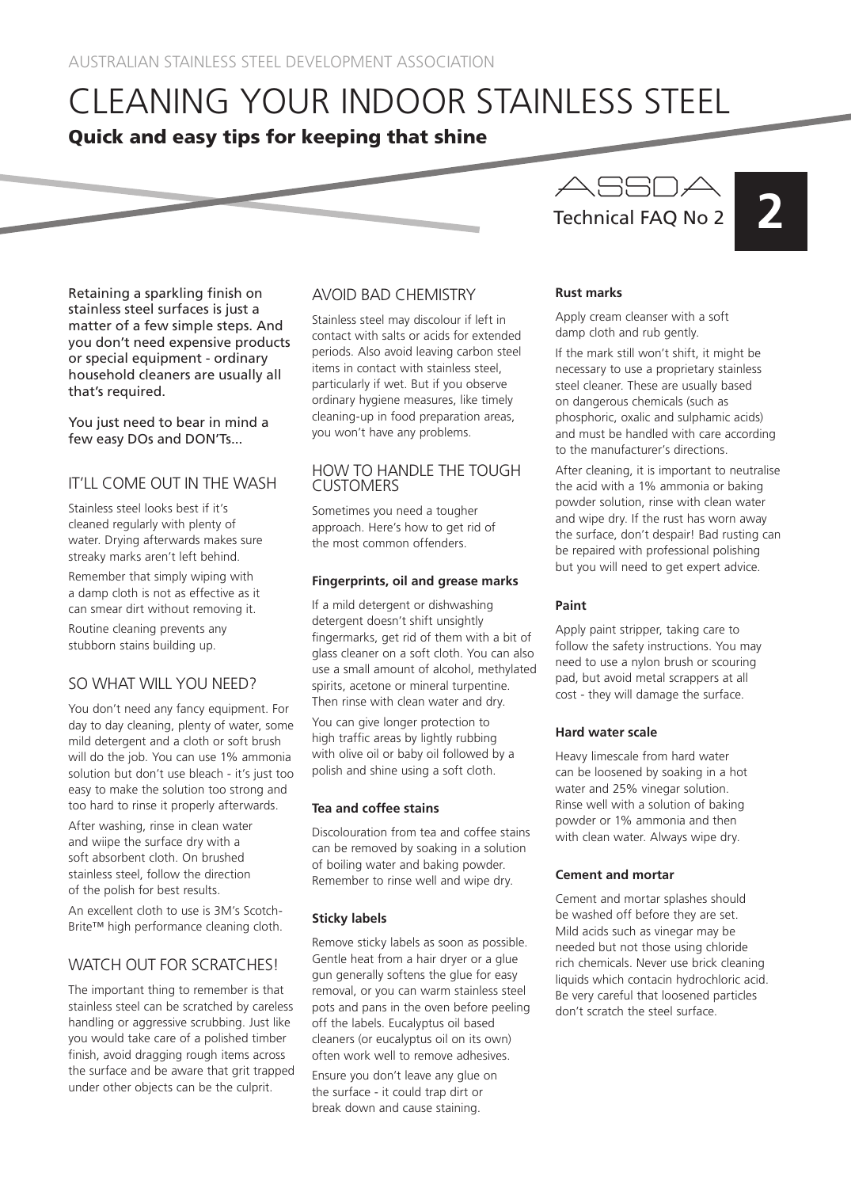AUSTRALIAN STAINLESS STEEL DEVELOPMENT ASSOCIATION

# CLEANING YOUR INDOOR STAINLESS STEEL

**Quick and easy tips for keeping that shine**

ASSDA Technical FAQ No 2

**2**

Retaining a sparkling finish on stainless steel surfaces is just a matter of a few simple steps. And you don't need expensive products or special equipment - ordinary household cleaners are usually all that's required.

You just need to bear in mind a few easy DOs and DON'Ts...

## IT'LL COME OUT IN THE WASH

Stainless steel looks best if it's cleaned regularly with plenty of water. Drying afterwards makes sure streaky marks aren't left behind.

Remember that simply wiping with a damp cloth is not as effective as it can smear dirt without removing it.

Routine cleaning prevents any stubborn stains building up.

## SO WHAT WILL YOU NEED?

You don't need any fancy equipment. For day to day cleaning, plenty of water, some mild detergent and a cloth or soft brush will do the job. You can use 1% ammonia solution but don't use bleach - it's just too easy to make the solution too strong and too hard to rinse it properly afterwards.

After washing, rinse in clean water and wiipe the surface dry with a soft absorbent cloth. On brushed stainless steel, follow the direction of the polish for best results.

An excellent cloth to use is 3M's Scotch-Brite™ high performance cleaning cloth.

## WATCH OUT FOR SCRATCHES!

The important thing to remember is that stainless steel can be scratched by careless handling or aggressive scrubbing. Just like you would take care of a polished timber finish, avoid dragging rough items across the surface and be aware that grit trapped under other objects can be the culprit.

## AVOID BAD CHEMISTRY

Stainless steel may discolour if left in contact with salts or acids for extended periods. Also avoid leaving carbon steel items in contact with stainless steel, particularly if wet. But if you observe ordinary hygiene measures, like timely cleaning-up in food preparation areas, you won't have any problems.

## HOW TO HANDLE THE TOUGH CUSTOMERS

Sometimes you need a tougher approach. Here's how to get rid of the most common offenders.

### Fingerprints, oil and grease marks

If a mild detergent or dishwashing detergent doesn't shift unsightly fingermarks, get rid of them with a bit of glass cleaner on a soft cloth. You can also use a small amount of alcohol, methylated spirits, acetone or mineral turpentine. Then rinse with clean water and dry.

You can give longer protection to high traffic areas by lightly rubbing with olive oil or baby oil followed by a polish and shine using a soft cloth.

### Tea and coffee stains

Discolouration from tea and coffee stains can be removed by soaking in a solution of boiling water and baking powder. Remember to rinse well and wipe dry.

### Sticky labels

Remove sticky labels as soon as possible. Gentle heat from a hair dryer or a glue gun generally softens the glue for easy removal, or you can warm stainless steel pots and pans in the oven before peeling off the labels. Eucalyptus oil based cleaners (or eucalyptus oil on its own) often work well to remove adhesives.

Ensure you don't leave any glue on the surface - it could trap dirt or break down and cause staining.

### Rust marks

Apply cream cleanser with a soft damp cloth and rub gently.

If the mark still won't shift, it might be necessary to use a proprietary stainless steel cleaner. These are usually based on dangerous chemicals (such as phosphoric, oxalic and sulphamic acids) and must be handled with care according to the manufacturer's directions.

After cleaning, it is important to neutralise the acid with a 1% ammonia or baking powder solution, rinse with clean water and wipe dry. If the rust has worn away the surface, don't despair! Bad rusting can be repaired with professional polishing but you will need to get expert advice.

### Paint

Apply paint stripper, taking care to follow the safety instructions. You may need to use a nylon brush or scouring pad, but avoid metal scrappers at all cost - they will damage the surface.

### Hard water scale

Heavy limescale from hard water can be loosened by soaking in a hot water and 25% vinegar solution. Rinse well with a solution of baking powder or 1% ammonia and then with clean water. Always wipe dry.

### Cement and mortar

Cement and mortar splashes should be washed off before they are set. Mild acids such as vinegar may be needed but not those using chloride rich chemicals. Never use brick cleaning liquids which contacin hydrochloric acid. Be very careful that loosened particles don't scratch the steel surface.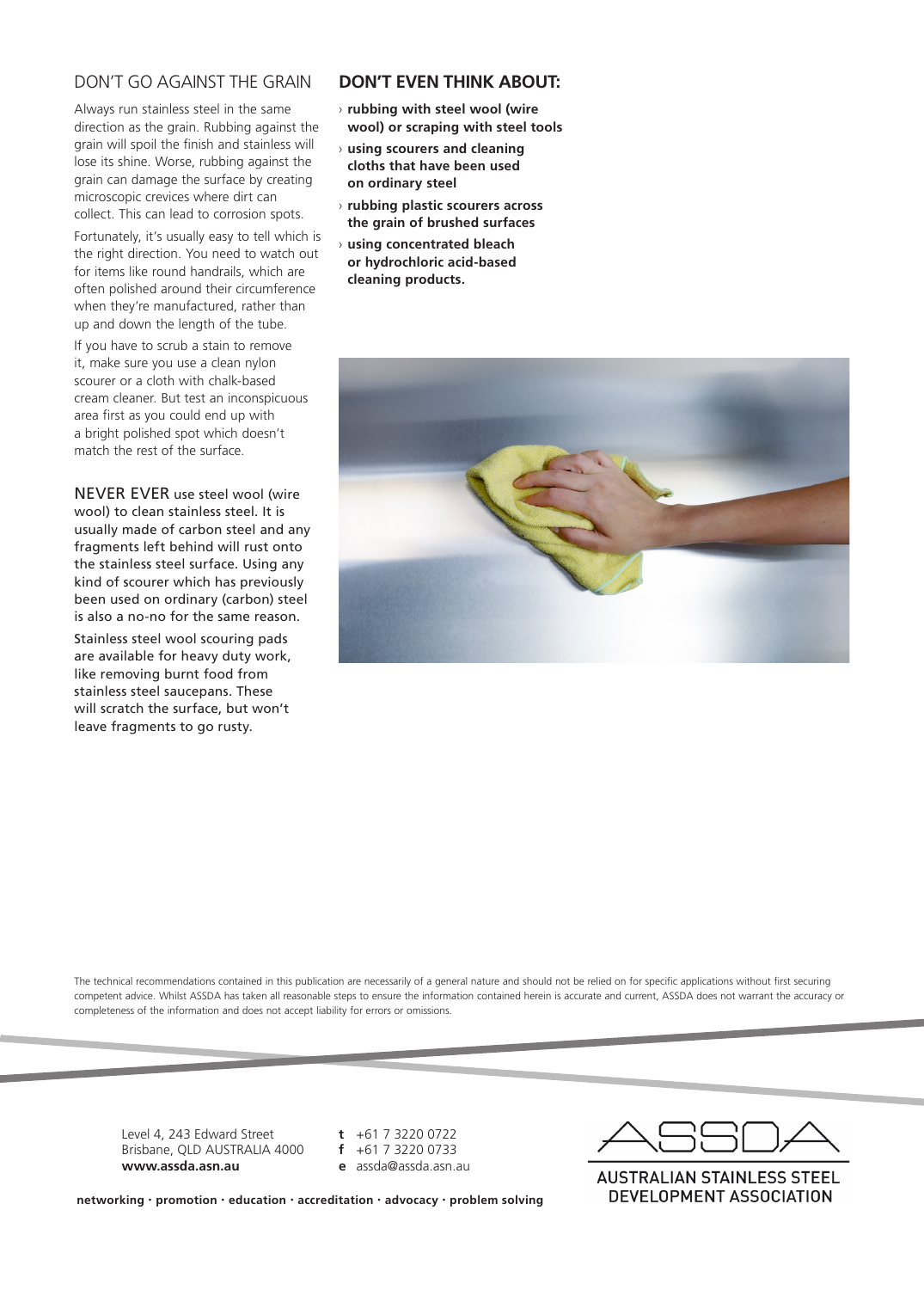## DON'T GO AGAINST THE GRAIN

Always run stainless steel in the same direction as the grain. Rubbing against the grain will spoil the finish and stainless will lose its shine. Worse, rubbing against the grain can damage the surface by creating microscopic crevices where dirt can collect. This can lead to corrosion spots.

Fortunately, it's usually easy to tell which is the right direction. You need to watch out for items like round handrails, which are often polished around their circumference when they're manufactured, rather than up and down the length of the tube.

If you have to scrub a stain to remove it, make sure you use a clean nylon scourer or a cloth with chalk-based cream cleaner. But test an inconspicuous area first as you could end up with a bright polished spot which doesn't match the rest of the surface.

NEVER EVER use steel wool (wire wool) to clean stainless steel. It is usually made of carbon steel and any fragments left behind will rust onto the stainless steel surface. Using any kind of scourer which has previously been used on ordinary (carbon) steel is also a no-no for the same reason.

Stainless steel wool scouring pads are available for heavy duty work, like removing burnt food from stainless steel saucepans. These will scratch the surface, but won't leave fragments to go rusty.

## DON'T EVEN THINK ABOUT:

- **rubbing with steel wool (wire wool) or scraping with steel tools**
- **using scourers and cleaning cloths that have been used on ordinary steel**
- **rubbing plastic scourers across the grain of brushed surfaces**
- **using concentrated bleach or hydrochloric acid-based cleaning products.**

The technical recommendations contained in this publication are necessarily of a general nature and should not be relied on for specific applications without first securing competent advice. Whilst ASSDA has taken all reasonable steps to ensure the information contained herein is accurate and current, ASSDA does not warrant the accuracy or completeness of the information and does not accept liability for errors or omissions.

Level 4, 243 Edward Street
Brisbane, QLD AUSTRALIA 4000
**www.assda.asn.au**

**t** +61 7 3220 0722
**f** +61 7 3220 0733
**e** assda@assda.asn.au

ASSDA
AUSTRALIAN STAINLESS STEEL DEVELOPMENT ASSOCIATION

**networking · promotion · education · accreditation · advocacy · problem solving**